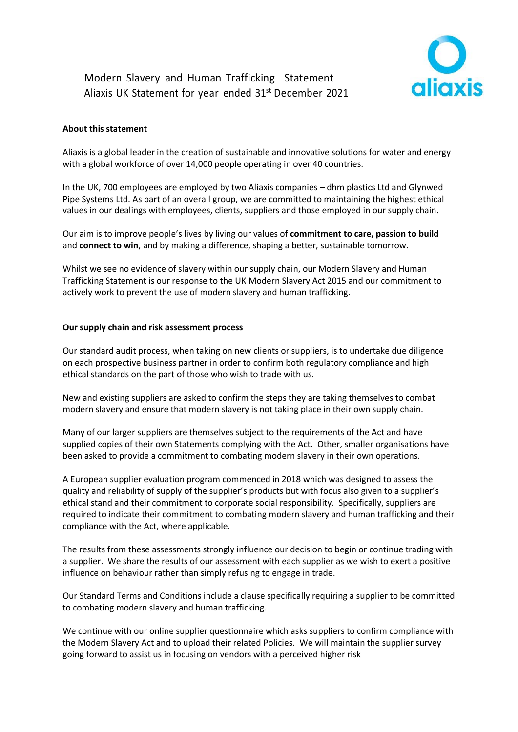# Modern Slavery and Human Trafficking Statement
## Aliaxis UK Statement for year ended 31st December 2021

**About this statement**

Aliaxis is a global leader in the creation of sustainable and innovative solutions for water and energy with a global workforce of over 14,000 people operating in over 40 countries.

In the UK, 700 employees are employed by two Aliaxis companies – dhm plastics Ltd and Glynwed Pipe Systems Ltd. As part of an overall group, we are committed to maintaining the highest ethical values in our dealings with employees, clients, suppliers and those employed in our supply chain.

Our aim is to improve people's lives by living our values of **commitment to care, passion to build** and **connect to win**, and by making a difference, shaping a better, sustainable tomorrow.

Whilst we see no evidence of slavery within our supply chain, our Modern Slavery and Human Trafficking Statement is our response to the UK Modern Slavery Act 2015 and our commitment to actively work to prevent the use of modern slavery and human trafficking.

**Our supply chain and risk assessment process**

Our standard audit process, when taking on new clients or suppliers, is to undertake due diligence on each prospective business partner in order to confirm both regulatory compliance and high ethical standards on the part of those who wish to trade with us.

New and existing suppliers are asked to confirm the steps they are taking themselves to combat modern slavery and ensure that modern slavery is not taking place in their own supply chain.

Many of our larger suppliers are themselves subject to the requirements of the Act and have supplied copies of their own Statements complying with the Act. Other, smaller organisations have been asked to provide a commitment to combating modern slavery in their own operations.

A European supplier evaluation program commenced in 2018 which was designed to assess the quality and reliability of supply of the supplier's products but with focus also given to a supplier's ethical stand and their commitment to corporate social responsibility. Specifically, suppliers are required to indicate their commitment to combating modern slavery and human trafficking and their compliance with the Act, where applicable.

The results from these assessments strongly influence our decision to begin or continue trading with a supplier. We share the results of our assessment with each supplier as we wish to exert a positive influence on behaviour rather than simply refusing to engage in trade.

Our Standard Terms and Conditions include a clause specifically requiring a supplier to be committed to combating modern slavery and human trafficking.

We continue with our online supplier questionnaire which asks suppliers to confirm compliance with the Modern Slavery Act and to upload their related Policies. We will maintain the supplier survey going forward to assist us in focusing on vendors with a perceived higher risk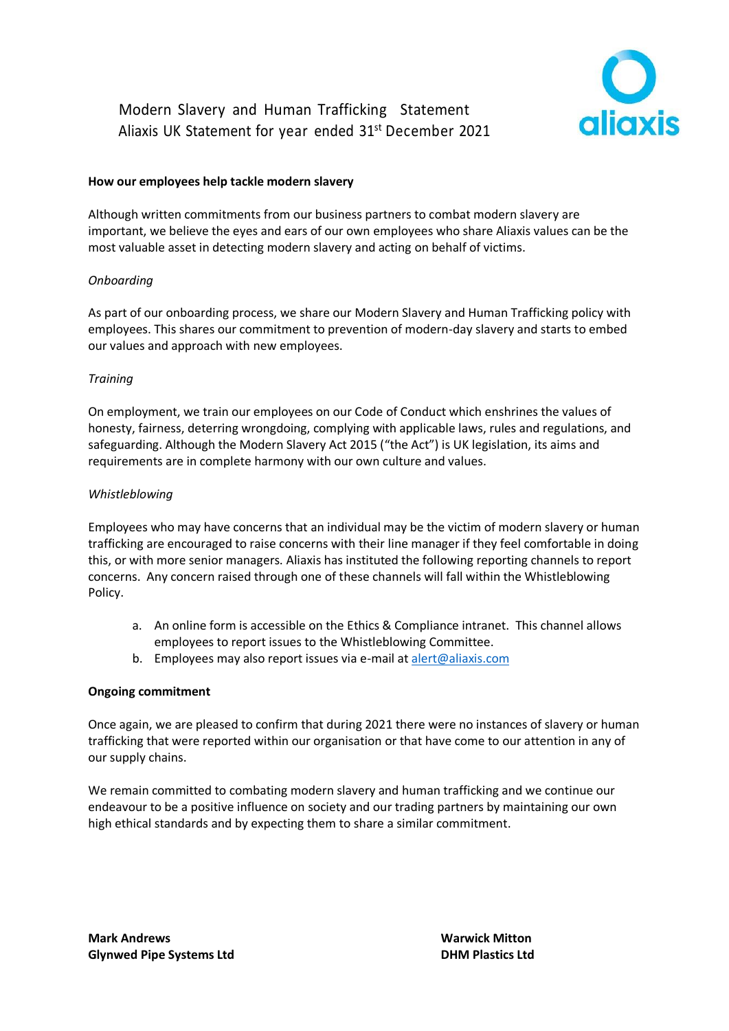Modern Slavery and Human Trafficking Statement
Aliaxis UK Statement for year ended 31st December 2021

**How our employees help tackle modern slavery**

Although written commitments from our business partners to combat modern slavery are important, we believe the eyes and ears of our own employees who share Aliaxis values can be the most valuable asset in detecting modern slavery and acting on behalf of victims.

*Onboarding*

As part of our onboarding process, we share our Modern Slavery and Human Trafficking policy with employees. This shares our commitment to prevention of modern-day slavery and starts to embed our values and approach with new employees.

*Training*

On employment, we train our employees on our Code of Conduct which enshrines the values of honesty, fairness, deterring wrongdoing, complying with applicable laws, rules and regulations, and safeguarding. Although the Modern Slavery Act 2015 ("the Act") is UK legislation, its aims and requirements are in complete harmony with our own culture and values.

*Whistleblowing*

Employees who may have concerns that an individual may be the victim of modern slavery or human trafficking are encouraged to raise concerns with their line manager if they feel comfortable in doing this, or with more senior managers. Aliaxis has instituted the following reporting channels to report concerns. Any concern raised through one of these channels will fall within the Whistleblowing Policy.

a. An online form is accessible on the Ethics & Compliance intranet. This channel allows employees to report issues to the Whistleblowing Committee.
b. Employees may also report issues via e-mail at alert@aliaxis.com

**Ongoing commitment**

Once again, we are pleased to confirm that during 2021 there were no instances of slavery or human trafficking that were reported within our organisation or that have come to our attention in any of our supply chains.

We remain committed to combating modern slavery and human trafficking and we continue our endeavour to be a positive influence on society and our trading partners by maintaining our own high ethical standards and by expecting them to share a similar commitment.

**Mark Andrews**
**Glynwed Pipe Systems Ltd**

**Warwick Mitton**
**DHM Plastics Ltd**